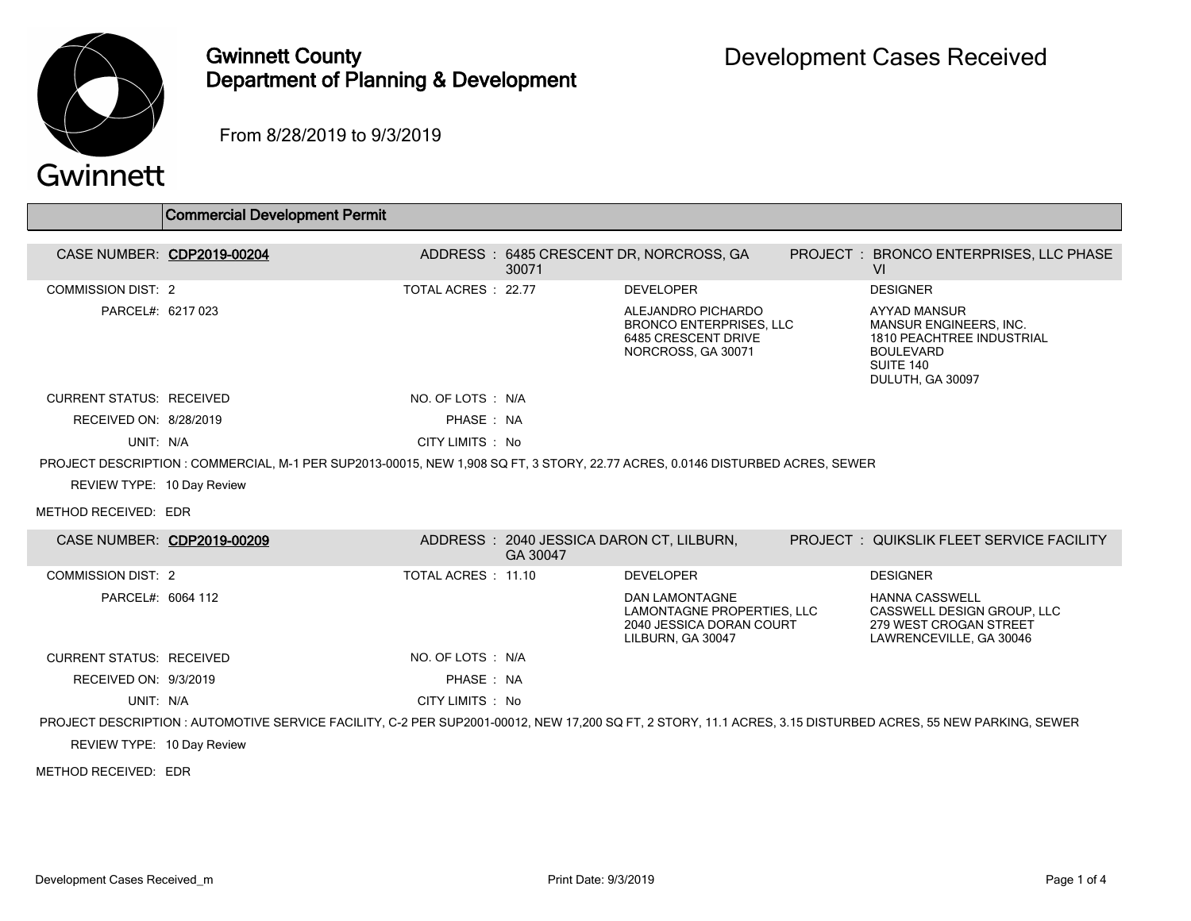# Gwinnett County Department of Planning & Development

## Development Cases Received

From 8/28/2019 to 9/3/2019

### Commercial Development Permit

**CASE NUMBER:** CDP2019-00204

**ADDRESS :** 6485 CRESCENT DR, NORCROSS, GA 30071

**PROJECT :** BRONCO ENTERPRISES, LLC PHASE VI

COMMISSION DIST: 2

TOTAL ACRES : 22.77

PARCEL#: 6217 023

**DEVELOPER**

ALEJANDRO PICHARDO
BRONCO ENTERPRISES, LLC
6485 CRESCENT DRIVE
NORCROSS, GA 30071

**DESIGNER**

AYYAD MANSUR
MANSUR ENGINEERS, INC.
1810 PEACHTREE INDUSTRIAL BOULEVARD
SUITE 140
DULUTH, GA 30097

CURRENT STATUS: RECEIVED

NO. OF LOTS : N/A

RECEIVED ON: 8/28/2019

PHASE : NA

UNIT: N/A

CITY LIMITS : No

PROJECT DESCRIPTION : COMMERCIAL, M-1 PER SUP2013-00015, NEW 1,908 SQ FT, 3 STORY, 22.77 ACRES, 0.0146 DISTURBED ACRES, SEWER

REVIEW TYPE: 10 Day Review

METHOD RECEIVED: EDR

---

**CASE NUMBER:** CDP2019-00209

**ADDRESS :** 2040 JESSICA DARON CT, LILBURN, GA 30047

**PROJECT :** QUIKSLIK FLEET SERVICE FACILITY

COMMISSION DIST: 2

TOTAL ACRES : 11.10

PARCEL#: 6064 112

**DEVELOPER**

DAN LAMONTAGNE
LAMONTAGNE PROPERTIES, LLC
2040 JESSICA DORAN COURT
LILBURN, GA 30047

**DESIGNER**

HANNA CASSWELL
CASSWELL DESIGN GROUP, LLC
279 WEST CROGAN STREET
LAWRENCEVILLE, GA 30046

CURRENT STATUS: RECEIVED

NO. OF LOTS : N/A

RECEIVED ON: 9/3/2019

PHASE : NA

UNIT: N/A

CITY LIMITS : No

PROJECT DESCRIPTION : AUTOMOTIVE SERVICE FACILITY, C-2 PER SUP2001-00012, NEW 17,200 SQ FT, 2 STORY, 11.1 ACRES, 3.15 DISTURBED ACRES, 55 NEW PARKING, SEWER

REVIEW TYPE: 10 Day Review

METHOD RECEIVED: EDR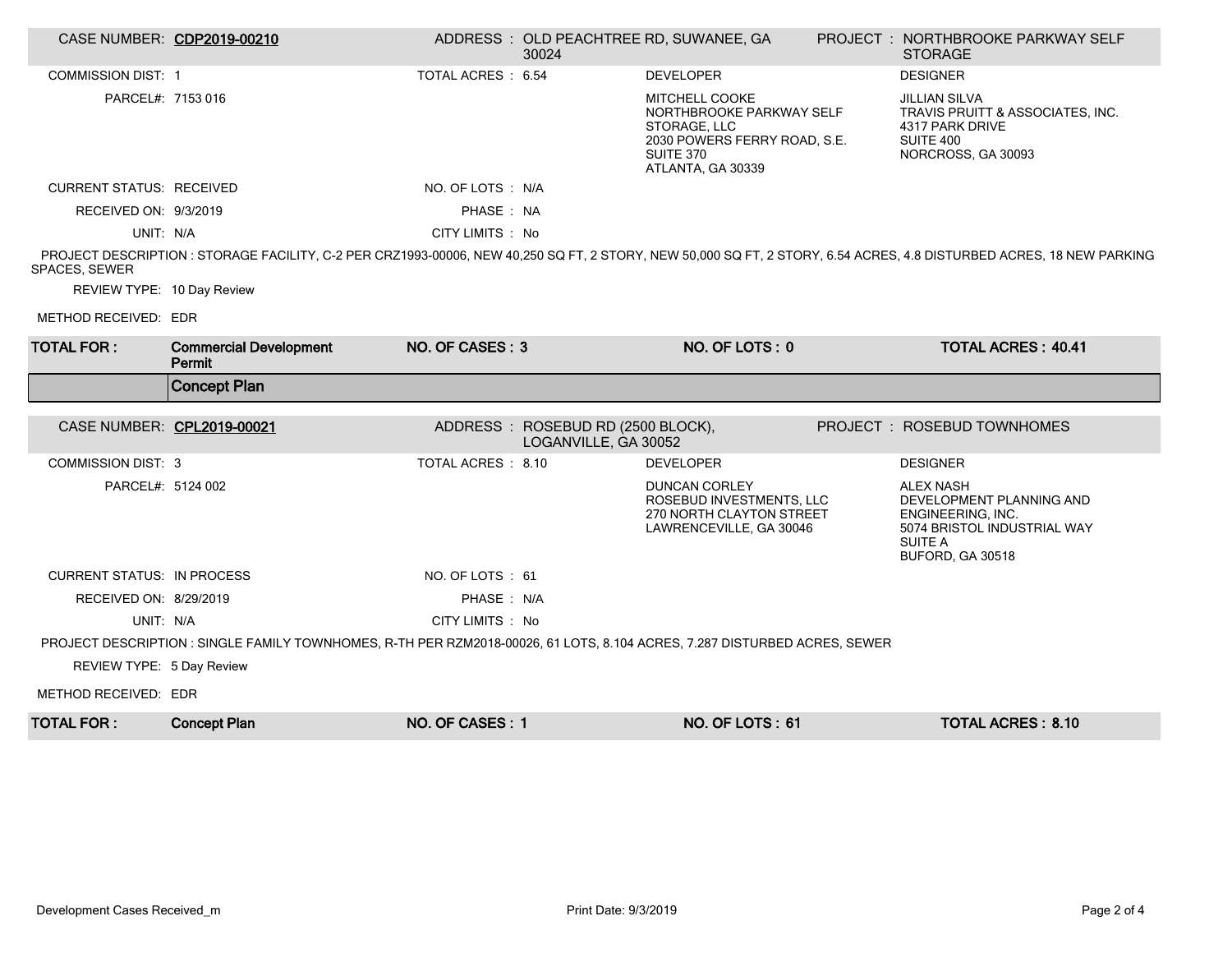| CASE NUMBER: | CDP2019-00210 | ADDRESS : | OLD PEACHTREE RD, SUWANEE, GA 30024 | PROJECT : | NORTHBROOKE PARKWAY SELF STORAGE |
|---|---|---|---|---|---|

COMMISSION DIST: 1

TOTAL ACRES : 6.54

PARCEL#: 7153 016

**DEVELOPER**
MITCHELL COOKE
NORTHBROOKE PARKWAY SELF STORAGE, LLC
2030 POWERS FERRY ROAD, S.E.
SUITE 370
ATLANTA, GA 30339

**DESIGNER**
JILLIAN SILVA
TRAVIS PRUITT & ASSOCIATES, INC.
4317 PARK DRIVE
SUITE 400
NORCROSS, GA 30093

CURRENT STATUS: RECEIVED

NO. OF LOTS : N/A

RECEIVED ON: 9/3/2019

PHASE : NA

UNIT: N/A

CITY LIMITS : No

PROJECT DESCRIPTION : STORAGE FACILITY, C-2 PER CRZ1993-00006, NEW 40,250 SQ FT, 2 STORY, NEW 50,000 SQ FT, 2 STORY, 6.54 ACRES, 4.8 DISTURBED ACRES, 18 NEW PARKING SPACES, SEWER

REVIEW TYPE: 10 Day Review

METHOD RECEIVED: EDR

| **TOTAL FOR :** | **Commercial Development Permit** | **NO. OF CASES : 3** | **NO. OF LOTS : 0** | **TOTAL ACRES : 40.41** |
|---|---|---|---|---|

## Concept Plan

| CASE NUMBER: | CPL2019-00021 | ADDRESS : | ROSEBUD RD (2500 BLOCK), LOGANVILLE, GA 30052 | PROJECT : | ROSEBUD TOWNHOMES |
|---|---|---|---|---|---|

COMMISSION DIST: 3

TOTAL ACRES : 8.10

PARCEL#: 5124 002

**DEVELOPER**
DUNCAN CORLEY
ROSEBUD INVESTMENTS, LLC
270 NORTH CLAYTON STREET
LAWRENCEVILLE, GA 30046

**DESIGNER**
ALEX NASH
DEVELOPMENT PLANNING AND ENGINEERING, INC.
5074 BRISTOL INDUSTRIAL WAY
SUITE A
BUFORD, GA 30518

CURRENT STATUS: IN PROCESS

NO. OF LOTS : 61

RECEIVED ON: 8/29/2019

PHASE : N/A

UNIT: N/A

CITY LIMITS : No

PROJECT DESCRIPTION : SINGLE FAMILY TOWNHOMES, R-TH PER RZM2018-00026, 61 LOTS, 8.104 ACRES, 7.287 DISTURBED ACRES, SEWER

REVIEW TYPE: 5 Day Review

METHOD RECEIVED: EDR

| **TOTAL FOR :** | **Concept Plan** | **NO. OF CASES : 1** | **NO. OF LOTS : 61** | **TOTAL ACRES : 8.10** |
|---|---|---|---|---|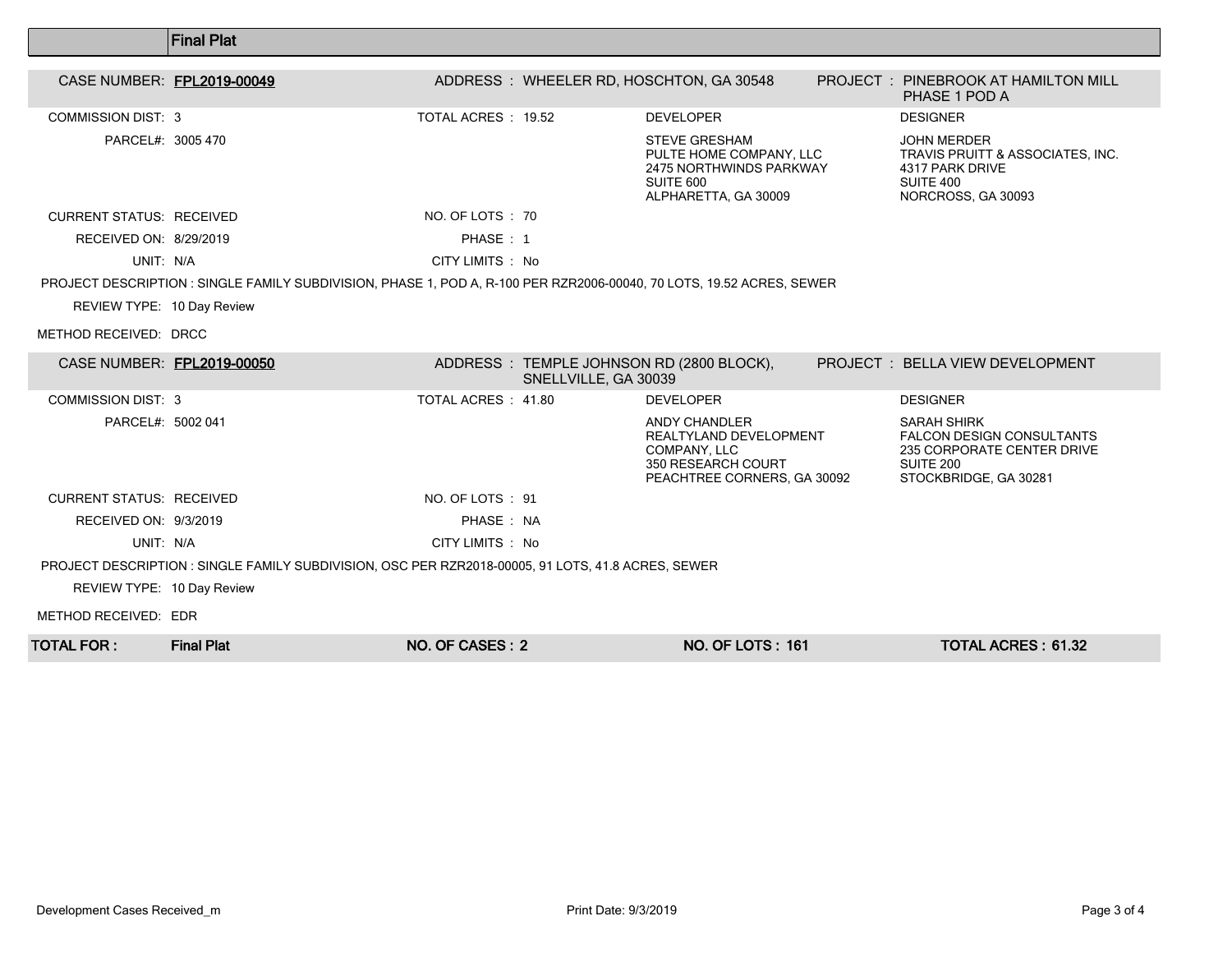## Final Plat

**CASE NUMBER: FPL2019-00049**
ADDRESS : WHEELER RD, HOSCHTON, GA 30548
PROJECT : PINEBROOK AT HAMILTON MILL PHASE 1 POD A

COMMISSION DIST: 3
TOTAL ACRES : 19.52
PARCEL#: 3005 470

DEVELOPER
STEVE GRESHAM
PULTE HOME COMPANY, LLC
2475 NORTHWINDS PARKWAY
SUITE 600
ALPHARETTA, GA 30009

DESIGNER
JOHN MERDER
TRAVIS PRUITT & ASSOCIATES, INC.
4317 PARK DRIVE
SUITE 400
NORCROSS, GA 30093

CURRENT STATUS: RECEIVED
NO. OF LOTS : 70
RECEIVED ON: 8/29/2019
PHASE : 1
UNIT: N/A
CITY LIMITS : No

PROJECT DESCRIPTION : SINGLE FAMILY SUBDIVISION, PHASE 1, POD A, R-100 PER RZR2006-00040, 70 LOTS, 19.52 ACRES, SEWER

REVIEW TYPE: 10 Day Review

METHOD RECEIVED: DRCC

**CASE NUMBER: FPL2019-00050**
ADDRESS : TEMPLE JOHNSON RD (2800 BLOCK), SNELLVILLE, GA 30039
PROJECT : BELLA VIEW DEVELOPMENT

COMMISSION DIST: 3
TOTAL ACRES : 41.80
PARCEL#: 5002 041

DEVELOPER
ANDY CHANDLER
REALTYLAND DEVELOPMENT COMPANY, LLC
350 RESEARCH COURT
PEACHTREE CORNERS, GA 30092

DESIGNER
SARAH SHIRK
FALCON DESIGN CONSULTANTS
235 CORPORATE CENTER DRIVE
SUITE 200
STOCKBRIDGE, GA 30281

CURRENT STATUS: RECEIVED
NO. OF LOTS : 91
RECEIVED ON: 9/3/2019
PHASE : NA
UNIT: N/A
CITY LIMITS : No

PROJECT DESCRIPTION : SINGLE FAMILY SUBDIVISION, OSC PER RZR2018-00005, 91 LOTS, 41.8 ACRES, SEWER

REVIEW TYPE: 10 Day Review

METHOD RECEIVED: EDR

| TOTAL FOR : | Final Plat | NO. OF CASES : 2 | NO. OF LOTS : 161 | TOTAL ACRES : 61.32 |
|---|---|---|---|---|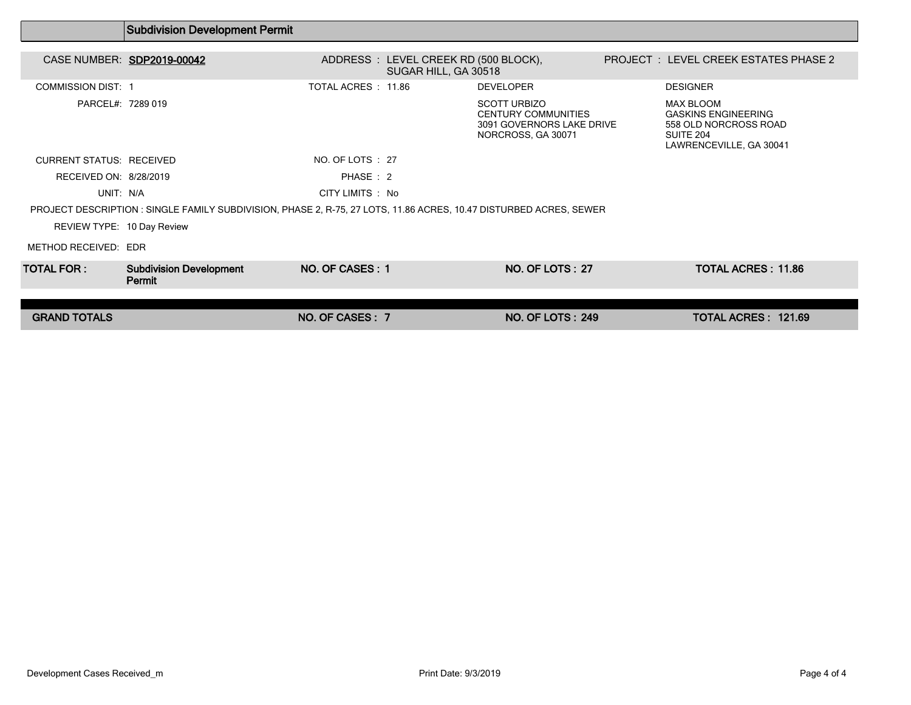## Subdivision Development Permit

| | | | |
|---|---|---|---|
| CASE NUMBER: **SDP2019-00042** | ADDRESS : LEVEL CREEK RD (500 BLOCK), SUGAR HILL, GA 30518 | | PROJECT : LEVEL CREEK ESTATES PHASE 2 |
| COMMISSION DIST: 1 | TOTAL ACRES : 11.86 | DEVELOPER | DESIGNER |
| PARCEL#: 7289 019 | | SCOTT URBIZO<br>CENTURY COMMUNITIES<br>3091 GOVERNORS LAKE DRIVE<br>NORCROSS, GA 30071 | MAX BLOOM<br>GASKINS ENGINEERING<br>558 OLD NORCROSS ROAD<br>SUITE 204<br>LAWRENCEVILLE, GA 30041 |
| CURRENT STATUS: RECEIVED | NO. OF LOTS : 27 | | |
| RECEIVED ON: 8/28/2019 | PHASE : 2 | | |
| UNIT: N/A | CITY LIMITS : No | | |

PROJECT DESCRIPTION : SINGLE FAMILY SUBDIVISION, PHASE 2, R-75, 27 LOTS, 11.86 ACRES, 10.47 DISTURBED ACRES, SEWER

REVIEW TYPE: 10 Day Review

METHOD RECEIVED: EDR

| TOTAL FOR : | NO. OF CASES | NO. OF LOTS | TOTAL ACRES |
|---|---|---|---|
| **Subdivision Development Permit** | **1** | **27** | **11.86** |
| **GRAND TOTALS** | **7** | **249** | **121.69** |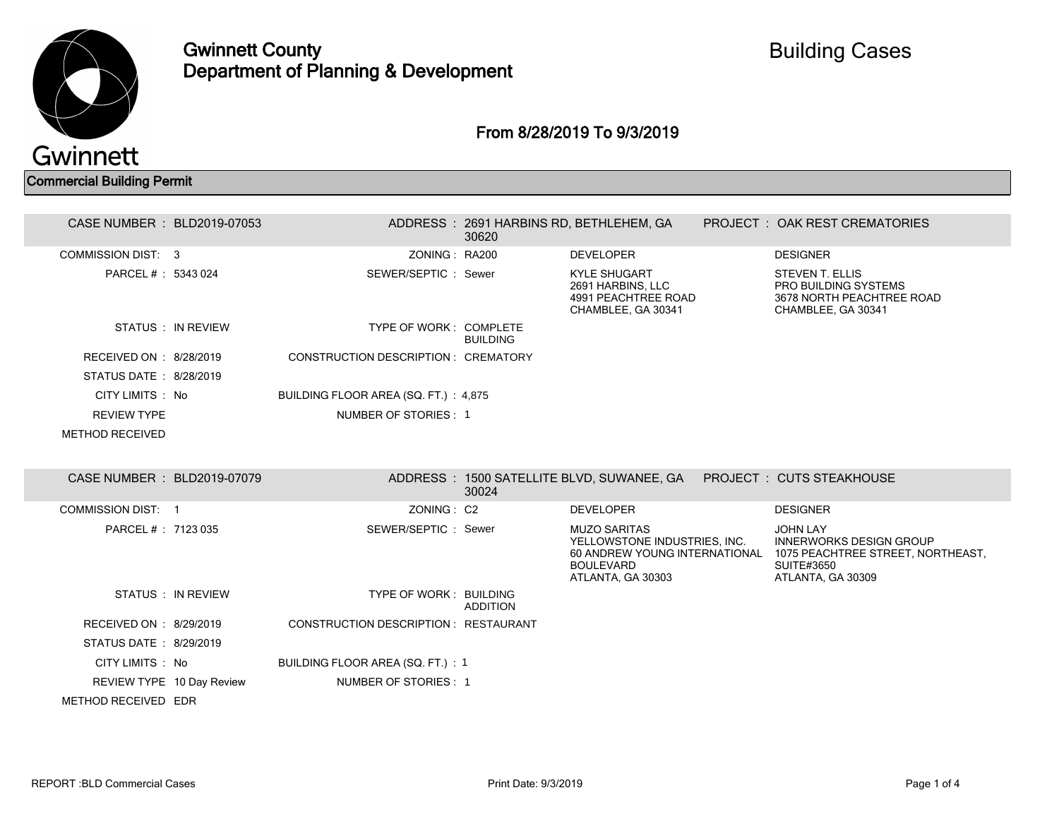# Gwinnett County Department of Planning & Development

## Building Cases

### From 8/28/2019 To 9/3/2019

## Commercial Building Permit

| CASE NUMBER : BLD2019-07053 | ADDRESS : 2691 HARBINS RD, BETHLEHEM, GA 30620 | | PROJECT : OAK REST CREMATORIES |
|---|---|---|---|
| COMMISSION DIST: 3 | ZONING : RA200 | DEVELOPER | DESIGNER |
| PARCEL # : 5343 024 | SEWER/SEPTIC : Sewer | KYLE SHUGART<br>2691 HARBINS, LLC<br>4991 PEACHTREE ROAD<br>CHAMBLEE, GA 30341 | STEVEN T. ELLIS<br>PRO BUILDING SYSTEMS<br>3678 NORTH PEACHTREE ROAD<br>CHAMBLEE, GA 30341 |
| STATUS : IN REVIEW | TYPE OF WORK : COMPLETE BUILDING | | |
| RECEIVED ON : 8/28/2019 | CONSTRUCTION DESCRIPTION : CREMATORY | | |
| STATUS DATE : 8/28/2019 | | | |
| CITY LIMITS : No | BUILDING FLOOR AREA (SQ. FT.) : 4,875 | | |
| REVIEW TYPE | NUMBER OF STORIES : 1 | | |
| METHOD RECEIVED | | | |

| CASE NUMBER : BLD2019-07079 | ADDRESS : 1500 SATELLITE BLVD, SUWANEE, GA 30024 | | PROJECT : CUTS STEAKHOUSE |
|---|---|---|---|
| COMMISSION DIST: 1 | ZONING : C2 | DEVELOPER | DESIGNER |
| PARCEL # : 7123 035 | SEWER/SEPTIC : Sewer | MUZO SARITAS<br>YELLOWSTONE INDUSTRIES, INC.<br>60 ANDREW YOUNG INTERNATIONAL BOULEVARD<br>ATLANTA, GA 30303 | JOHN LAY<br>INNERWORKS DESIGN GROUP<br>1075 PEACHTREE STREET, NORTHEAST, SUITE#3650<br>ATLANTA, GA 30309 |
| STATUS : IN REVIEW | TYPE OF WORK : BUILDING ADDITION | | |
| RECEIVED ON : 8/29/2019 | CONSTRUCTION DESCRIPTION : RESTAURANT | | |
| STATUS DATE : 8/29/2019 | | | |
| CITY LIMITS : No | BUILDING FLOOR AREA (SQ. FT.) : 1 | | |
| REVIEW TYPE 10 Day Review | NUMBER OF STORIES : 1 | | |
| METHOD RECEIVED EDR | | | |

REPORT :BLD Commercial Cases

Print Date: 9/3/2019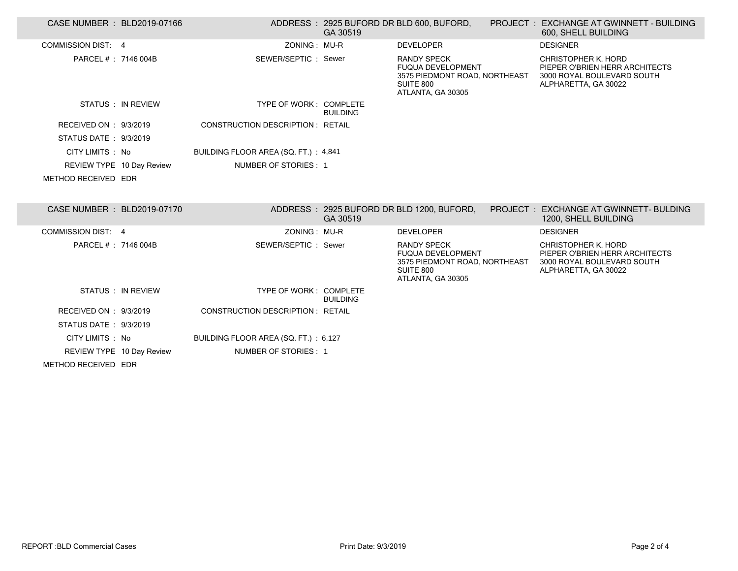| CASE NUMBER : BLD2019-07166 | | ADDRESS : 2925 BUFORD DR BLD 600, BUFORD, GA 30519 | PROJECT : EXCHANGE AT GWINNETT - BUILDING 600, SHELL BUILDING |
|---|---|---|---|
| COMMISSION DIST: 4 | ZONING : MU-R | DEVELOPER | DESIGNER |
| PARCEL # : 7146 004B | SEWER/SEPTIC : Sewer | RANDY SPECK<br>FUQUA DEVELOPMENT<br>3575 PIEDMONT ROAD, NORTHEAST<br>SUITE 800<br>ATLANTA, GA 30305 | CHRISTOPHER K. HORD<br>PIEPER O'BRIEN HERR ARCHITECTS<br>3000 ROYAL BOULEVARD SOUTH<br>ALPHARETTA, GA 30022 |
| STATUS : IN REVIEW | TYPE OF WORK : COMPLETE BUILDING | | |
| RECEIVED ON : 9/3/2019 | CONSTRUCTION DESCRIPTION : RETAIL | | |
| STATUS DATE : 9/3/2019 | | | |
| CITY LIMITS : No | BUILDING FLOOR AREA (SQ. FT.) : 4,841 | | |
| REVIEW TYPE 10 Day Review | NUMBER OF STORIES : 1 | | |
| METHOD RECEIVED EDR | | | |

| CASE NUMBER : BLD2019-07170 | | ADDRESS : 2925 BUFORD DR BLD 1200, BUFORD, GA 30519 | PROJECT : EXCHANGE AT GWINNETT- BULDING 1200, SHELL BUILDING |
|---|---|---|---|
| COMMISSION DIST: 4 | ZONING : MU-R | DEVELOPER | DESIGNER |
| PARCEL # : 7146 004B | SEWER/SEPTIC : Sewer | RANDY SPECK<br>FUQUA DEVELOPMENT<br>3575 PIEDMONT ROAD, NORTHEAST<br>SUITE 800<br>ATLANTA, GA 30305 | CHRISTOPHER K. HORD<br>PIEPER O'BRIEN HERR ARCHITECTS<br>3000 ROYAL BOULEVARD SOUTH<br>ALPHARETTA, GA 30022 |
| STATUS : IN REVIEW | TYPE OF WORK : COMPLETE BUILDING | | |
| RECEIVED ON : 9/3/2019 | CONSTRUCTION DESCRIPTION : RETAIL | | |
| STATUS DATE : 9/3/2019 | | | |
| CITY LIMITS : No | BUILDING FLOOR AREA (SQ. FT.) : 6,127 | | |
| REVIEW TYPE 10 Day Review | NUMBER OF STORIES : 1 | | |
| METHOD RECEIVED EDR | | | |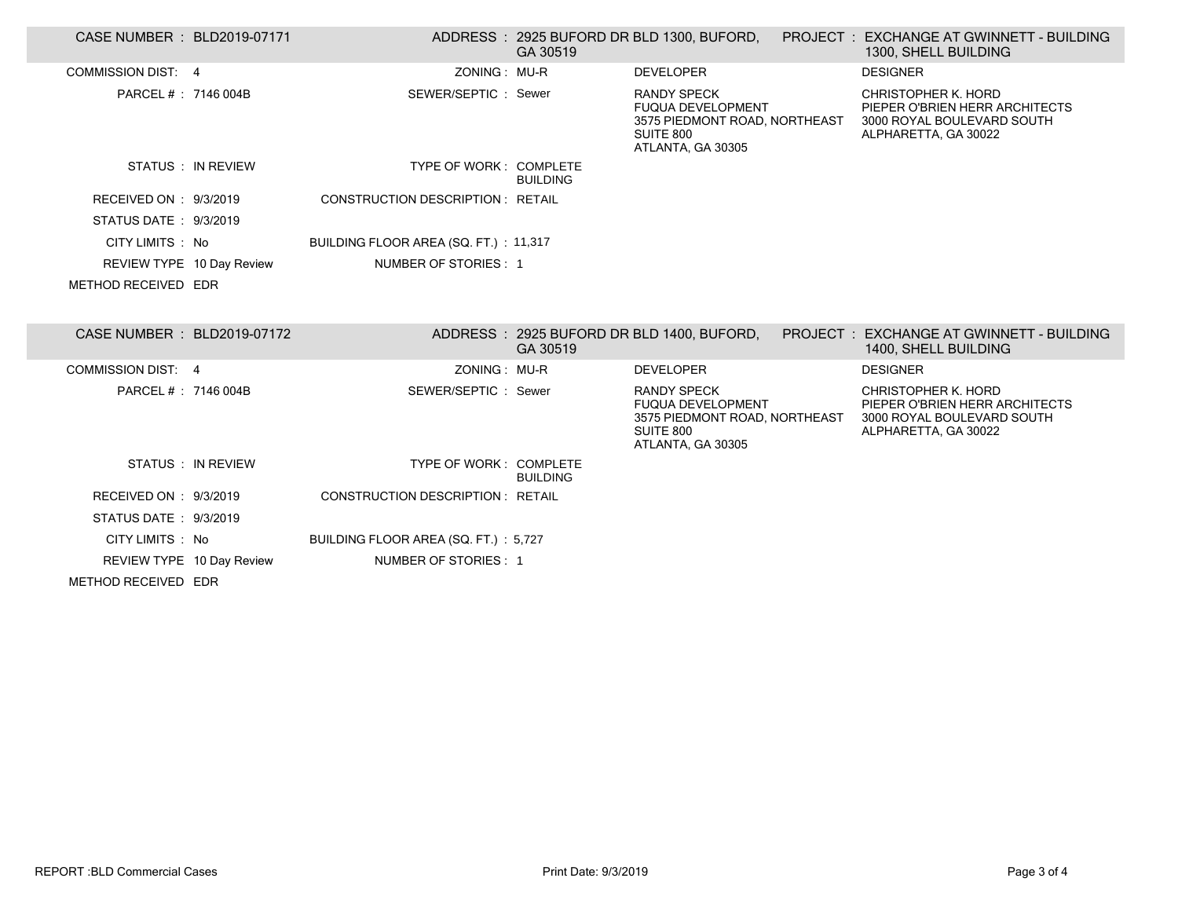| CASE NUMBER : BLD2019-07171 | | ADDRESS : 2925 BUFORD DR BLD 1300, BUFORD, GA 30519 | PROJECT : EXCHANGE AT GWINNETT - BUILDING 1300, SHELL BUILDING |
|---|---|---|---|
| COMMISSION DIST: 4 | ZONING : MU-R | DEVELOPER | DESIGNER |
| PARCEL # : 7146 004B | SEWER/SEPTIC : Sewer | RANDY SPECK<br>FUQUA DEVELOPMENT<br>3575 PIEDMONT ROAD, NORTHEAST<br>SUITE 800<br>ATLANTA, GA 30305 | CHRISTOPHER K. HORD<br>PIEPER O'BRIEN HERR ARCHITECTS<br>3000 ROYAL BOULEVARD SOUTH<br>ALPHARETTA, GA 30022 |
| STATUS : IN REVIEW | TYPE OF WORK : COMPLETE BUILDING | | |
| RECEIVED ON : 9/3/2019 | CONSTRUCTION DESCRIPTION : RETAIL | | |
| STATUS DATE : 9/3/2019 | | | |
| CITY LIMITS : No | BUILDING FLOOR AREA (SQ. FT.) : 11,317 | | |
| REVIEW TYPE 10 Day Review | NUMBER OF STORIES : 1 | | |
| METHOD RECEIVED EDR | | | |

| CASE NUMBER : BLD2019-07172 | | ADDRESS : 2925 BUFORD DR BLD 1400, BUFORD, GA 30519 | PROJECT : EXCHANGE AT GWINNETT - BUILDING 1400, SHELL BUILDING |
|---|---|---|---|
| COMMISSION DIST: 4 | ZONING : MU-R | DEVELOPER | DESIGNER |
| PARCEL # : 7146 004B | SEWER/SEPTIC : Sewer | RANDY SPECK<br>FUQUA DEVELOPMENT<br>3575 PIEDMONT ROAD, NORTHEAST<br>SUITE 800<br>ATLANTA, GA 30305 | CHRISTOPHER K. HORD<br>PIEPER O'BRIEN HERR ARCHITECTS<br>3000 ROYAL BOULEVARD SOUTH<br>ALPHARETTA, GA 30022 |
| STATUS : IN REVIEW | TYPE OF WORK : COMPLETE BUILDING | | |
| RECEIVED ON : 9/3/2019 | CONSTRUCTION DESCRIPTION : RETAIL | | |
| STATUS DATE : 9/3/2019 | | | |
| CITY LIMITS : No | BUILDING FLOOR AREA (SQ. FT.) : 5,727 | | |
| REVIEW TYPE 10 Day Review | NUMBER OF STORIES : 1 | | |
| METHOD RECEIVED EDR | | | |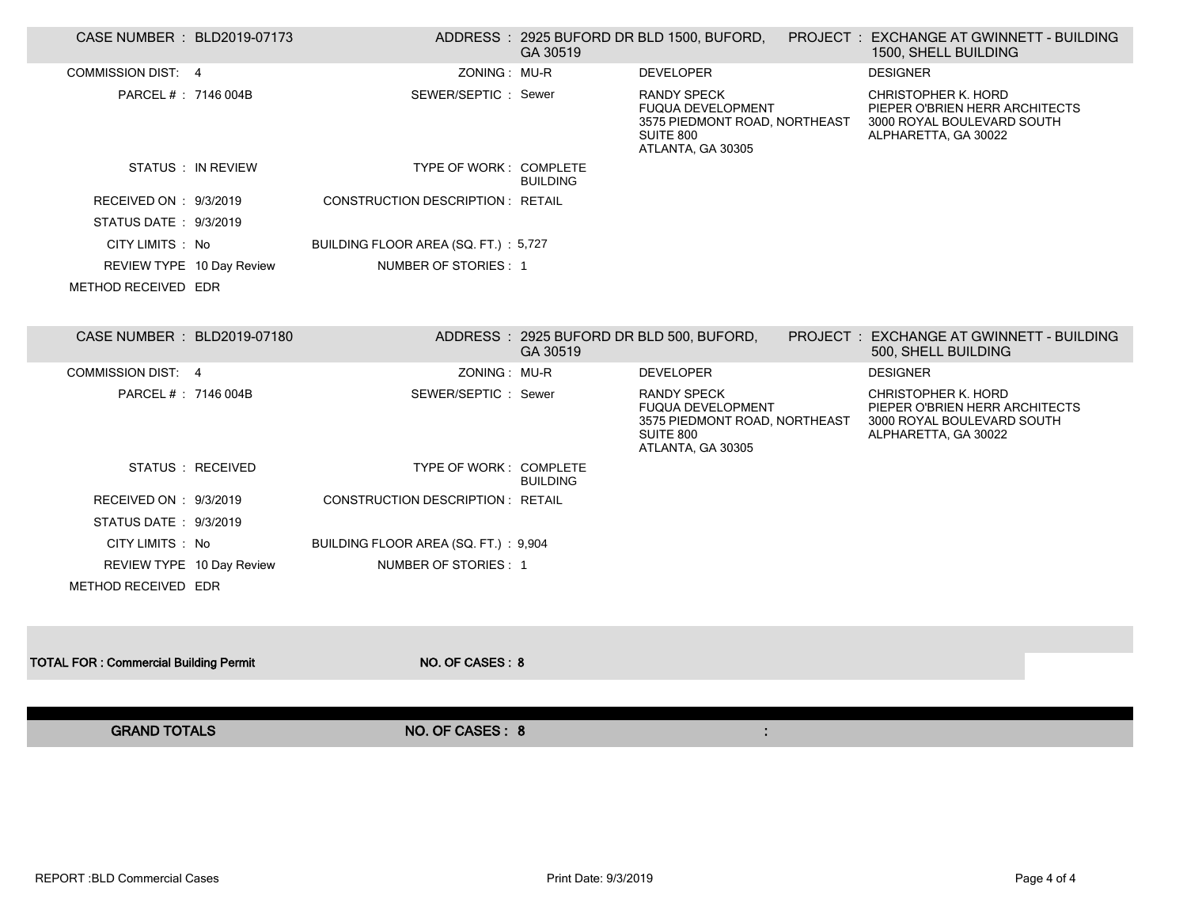| | | | | | |
|---|---|---|---|---|---|
| CASE NUMBER : | BLD2019-07173 | ADDRESS : | 2925 BUFORD DR BLD 1500, BUFORD, GA 30519 | PROJECT : | EXCHANGE AT GWINNETT - BUILDING 1500, SHELL BUILDING |
| COMMISSION DIST: | 4 | ZONING : | MU-R | DEVELOPER | DESIGNER |
| PARCEL # : | 7146 004B | SEWER/SEPTIC : | Sewer | RANDY SPECK<br>FUQUA DEVELOPMENT<br>3575 PIEDMONT ROAD, NORTHEAST<br>SUITE 800<br>ATLANTA, GA 30305 | CHRISTOPHER K. HORD<br>PIEPER O'BRIEN HERR ARCHITECTS<br>3000 ROYAL BOULEVARD SOUTH<br>ALPHARETTA, GA 30022 |
| STATUS : | IN REVIEW | TYPE OF WORK : | COMPLETE BUILDING | | |
| RECEIVED ON : | 9/3/2019 | CONSTRUCTION DESCRIPTION : | RETAIL | | |
| STATUS DATE : | 9/3/2019 | | | | |
| CITY LIMITS : | No | BUILDING FLOOR AREA (SQ. FT.) : | 5,727 | | |
| REVIEW TYPE | 10 Day Review | NUMBER OF STORIES : | 1 | | |
| METHOD RECEIVED | EDR | | | | |

| | | | | | |
|---|---|---|---|---|---|
| CASE NUMBER : | BLD2019-07180 | ADDRESS : | 2925 BUFORD DR BLD 500, BUFORD, GA 30519 | PROJECT : | EXCHANGE AT GWINNETT - BUILDING 500, SHELL BUILDING |
| COMMISSION DIST: | 4 | ZONING : | MU-R | DEVELOPER | DESIGNER |
| PARCEL # : | 7146 004B | SEWER/SEPTIC : | Sewer | RANDY SPECK<br>FUQUA DEVELOPMENT<br>3575 PIEDMONT ROAD, NORTHEAST<br>SUITE 800<br>ATLANTA, GA 30305 | CHRISTOPHER K. HORD<br>PIEPER O'BRIEN HERR ARCHITECTS<br>3000 ROYAL BOULEVARD SOUTH<br>ALPHARETTA, GA 30022 |
| STATUS : | RECEIVED | TYPE OF WORK : | COMPLETE BUILDING | | |
| RECEIVED ON : | 9/3/2019 | CONSTRUCTION DESCRIPTION : | RETAIL | | |
| STATUS DATE : | 9/3/2019 | | | | |
| CITY LIMITS : | No | BUILDING FLOOR AREA (SQ. FT.) : | 9,904 | | |
| REVIEW TYPE | 10 Day Review | NUMBER OF STORIES : | 1 | | |
| METHOD RECEIVED | EDR | | | | |

**TOTAL FOR : Commercial Building Permit** **NO. OF CASES : 8**

**GRAND TOTALS** **NO. OF CASES : 8**

REPORT :BLD Commercial Cases Print Date: 9/3/2019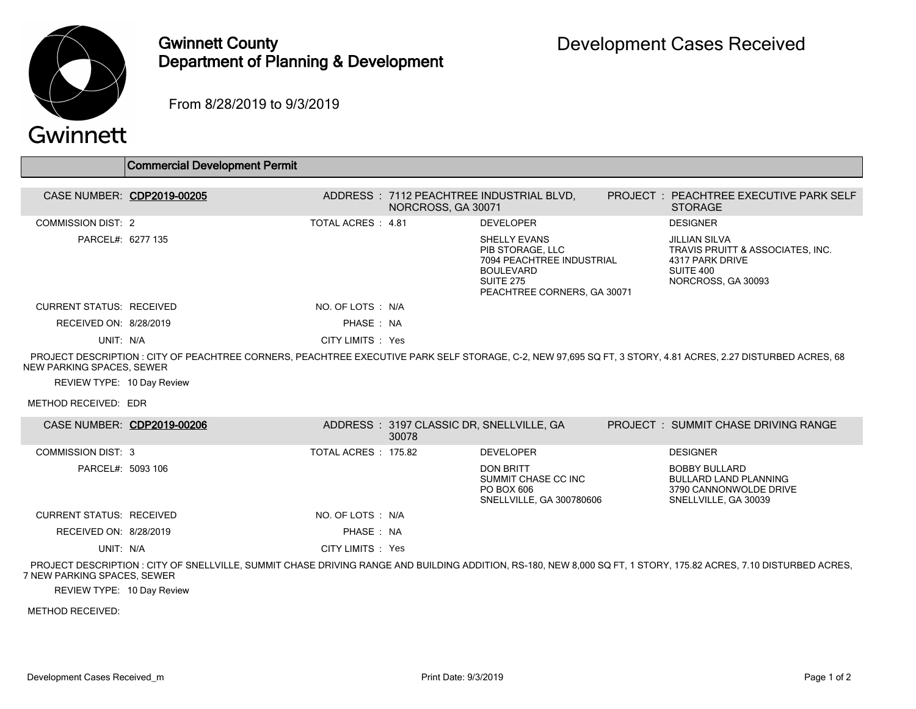# Gwinnett County Department of Planning & Development

## Development Cases Received

From 8/28/2019 to 9/3/2019

### Commercial Development Permit

**CASE NUMBER:** CDP2019-00205
**ADDRESS :** 7112 PEACHTREE INDUSTRIAL BLVD, NORCROSS, GA 30071
**PROJECT :** PEACHTREE EXECUTIVE PARK SELF STORAGE

COMMISSION DIST: 2
TOTAL ACRES : 4.81
PARCEL#: 6277 135

**DEVELOPER**
SHELLY EVANS
PIB STORAGE, LLC
7094 PEACHTREE INDUSTRIAL BOULEVARD
SUITE 275
PEACHTREE CORNERS, GA 30071

**DESIGNER**
JILLIAN SILVA
TRAVIS PRUITT & ASSOCIATES, INC.
4317 PARK DRIVE
SUITE 400
NORCROSS, GA 30093

CURRENT STATUS: RECEIVED
NO. OF LOTS : N/A
RECEIVED ON: 8/28/2019
PHASE : NA
UNIT: N/A
CITY LIMITS : Yes

PROJECT DESCRIPTION : CITY OF PEACHTREE CORNERS, PEACHTREE EXECUTIVE PARK SELF STORAGE, C-2, NEW 97,695 SQ FT, 3 STORY, 4.81 ACRES, 2.27 DISTURBED ACRES, 68 NEW PARKING SPACES, SEWER

REVIEW TYPE: 10 Day Review

METHOD RECEIVED: EDR

---

**CASE NUMBER:** CDP2019-00206
**ADDRESS :** 3197 CLASSIC DR, SNELLVILLE, GA 30078
**PROJECT :** SUMMIT CHASE DRIVING RANGE

COMMISSION DIST: 3
TOTAL ACRES : 175.82
PARCEL#: 5093 106

**DEVELOPER**
DON BRITT
SUMMIT CHASE CC INC
PO BOX 606
SNELLVILLE, GA 300780606

**DESIGNER**
BOBBY BULLARD
BULLARD LAND PLANNING
3790 CANNONWOLDE DRIVE
SNELLVILLE, GA 30039

CURRENT STATUS: RECEIVED
NO. OF LOTS : N/A
RECEIVED ON: 8/28/2019
PHASE : NA
UNIT: N/A
CITY LIMITS : Yes

PROJECT DESCRIPTION : CITY OF SNELLVILLE, SUMMIT CHASE DRIVING RANGE AND BUILDING ADDITION, RS-180, NEW 8,000 SQ FT, 1 STORY, 175.82 ACRES, 7.10 DISTURBED ACRES, 7 NEW PARKING SPACES, SEWER

REVIEW TYPE: 10 Day Review

METHOD RECEIVED: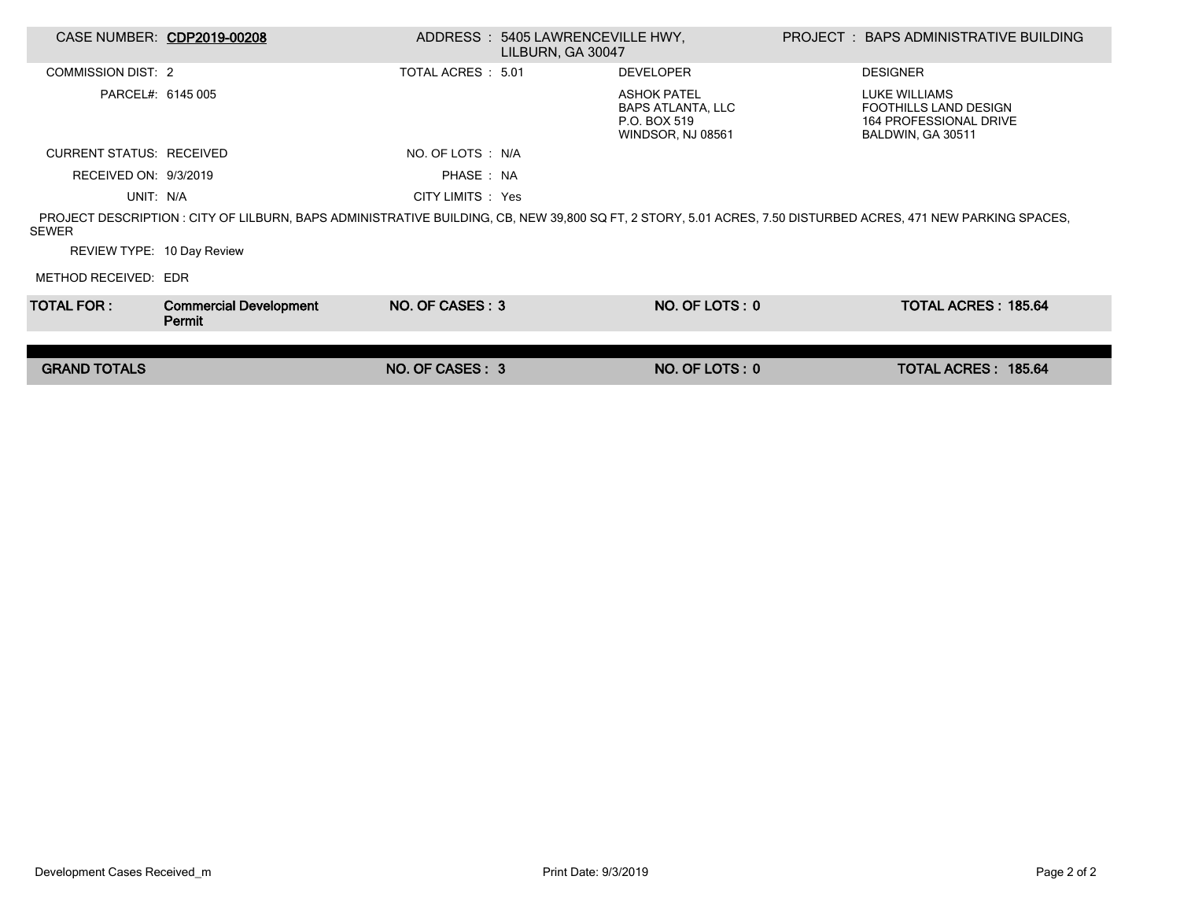| | | | | | |
|---|---|---|---|---|---|
| CASE NUMBER: | **CDP2019-00208** | ADDRESS : | 5405 LAWRENCEVILLE HWY, LILBURN, GA 30047 | PROJECT : | BAPS ADMINISTRATIVE BUILDING |
| COMMISSION DIST: | 2 | TOTAL ACRES : | 5.01 | DEVELOPER | DESIGNER |
| PARCEL#: | 6145 005 | | | ASHOK PATEL<br>BAPS ATLANTA, LLC<br>P.O. BOX 519<br>WINDSOR, NJ 08561 | LUKE WILLIAMS<br>FOOTHILLS LAND DESIGN<br>164 PROFESSIONAL DRIVE<br>BALDWIN, GA 30511 |
| CURRENT STATUS: | RECEIVED | NO. OF LOTS : | N/A | | |
| RECEIVED ON: | 9/3/2019 | PHASE : | NA | | |
| UNIT: | N/A | CITY LIMITS : | Yes | | |

PROJECT DESCRIPTION : CITY OF LILBURN, BAPS ADMINISTRATIVE BUILDING, CB, NEW 39,800 SQ FT, 2 STORY, 5.01 ACRES, 7.50 DISTURBED ACRES, 471 NEW PARKING SPACES, SEWER

REVIEW TYPE: 10 Day Review

METHOD RECEIVED: EDR

| | | | | |
|---|---|---|---|---|
| **TOTAL FOR :** | **Commercial Development Permit** | **NO. OF CASES : 3** | **NO. OF LOTS : 0** | **TOTAL ACRES : 185.64** |
| **GRAND TOTALS** | | **NO. OF CASES : 3** | **NO. OF LOTS : 0** | **TOTAL ACRES : 185.64** |